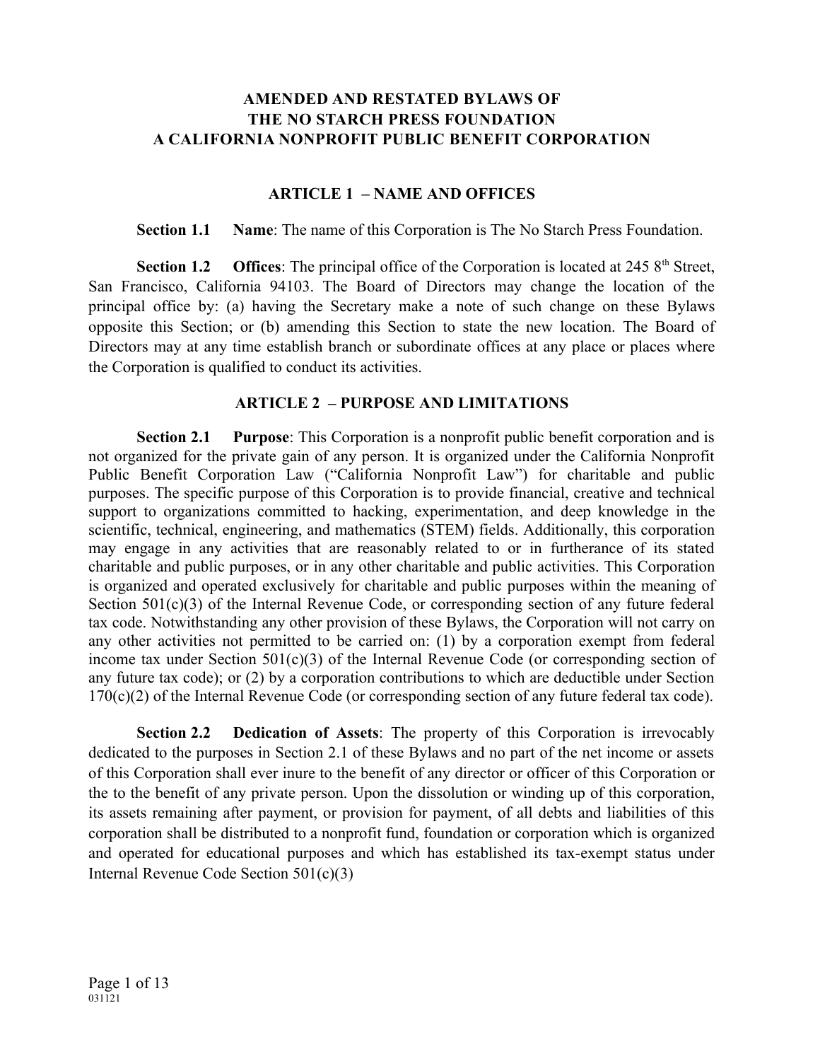# AMENDED AND RESTATED BYLAWS OF THE NO STARCH PRESS FOUNDATION A CALIFORNIA NONPROFIT PUBLIC BENEFIT CORPORATION

## ARTICLE 1 – NAME AND OFFICES

**Section 1.1 Name**: The name of this Corporation is The No Starch Press Foundation.

**Section 1.2 Offices**: The principal office of the Corporation is located at 245 8th Street, San Francisco, California 94103. The Board of Directors may change the location of the principal office by: (a) having the Secretary make a note of such change on these Bylaws opposite this Section; or (b) amending this Section to state the new location. The Board of Directors may at any time establish branch or subordinate offices at any place or places where the Corporation is qualified to conduct its activities.

## ARTICLE 2 – PURPOSE AND LIMITATIONS

**Section 2.1 Purpose**: This Corporation is a nonprofit public benefit corporation and is not organized for the private gain of any person. It is organized under the California Nonprofit Public Benefit Corporation Law ("California Nonprofit Law") for charitable and public purposes. The specific purpose of this Corporation is to provide financial, creative and technical support to organizations committed to hacking, experimentation, and deep knowledge in the scientific, technical, engineering, and mathematics (STEM) fields. Additionally, this corporation may engage in any activities that are reasonably related to or in furtherance of its stated charitable and public purposes, or in any other charitable and public activities. This Corporation is organized and operated exclusively for charitable and public purposes within the meaning of Section 501(c)(3) of the Internal Revenue Code, or corresponding section of any future federal tax code. Notwithstanding any other provision of these Bylaws, the Corporation will not carry on any other activities not permitted to be carried on: (1) by a corporation exempt from federal income tax under Section 501(c)(3) of the Internal Revenue Code (or corresponding section of any future tax code); or (2) by a corporation contributions to which are deductible under Section 170(c)(2) of the Internal Revenue Code (or corresponding section of any future federal tax code).

**Section 2.2 Dedication of Assets**: The property of this Corporation is irrevocably dedicated to the purposes in Section 2.1 of these Bylaws and no part of the net income or assets of this Corporation shall ever inure to the benefit of any director or officer of this Corporation or the to the benefit of any private person. Upon the dissolution or winding up of this corporation, its assets remaining after payment, or provision for payment, of all debts and liabilities of this corporation shall be distributed to a nonprofit fund, foundation or corporation which is organized and operated for educational purposes and which has established its tax-exempt status under Internal Revenue Code Section 501(c)(3)

031121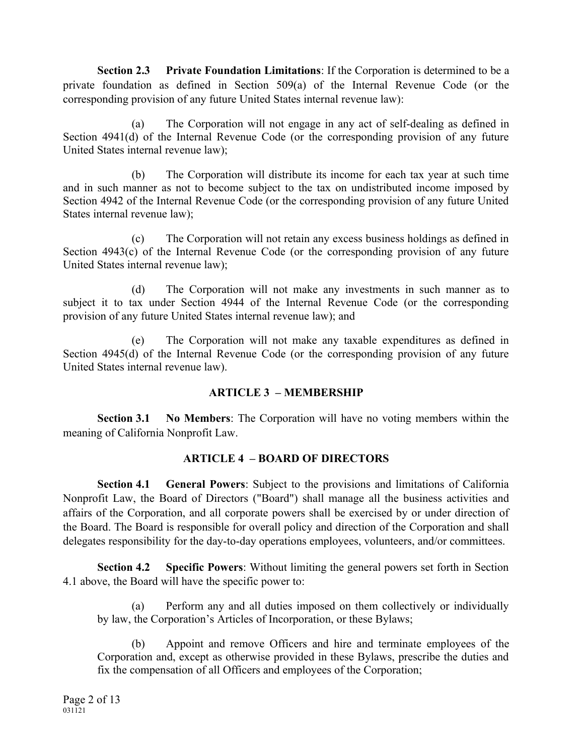**Section 2.3 Private Foundation Limitations**: If the Corporation is determined to be a private foundation as defined in Section 509(a) of the Internal Revenue Code (or the corresponding provision of any future United States internal revenue law):

(a) The Corporation will not engage in any act of self-dealing as defined in Section 4941(d) of the Internal Revenue Code (or the corresponding provision of any future United States internal revenue law);

(b) The Corporation will distribute its income for each tax year at such time and in such manner as not to become subject to the tax on undistributed income imposed by Section 4942 of the Internal Revenue Code (or the corresponding provision of any future United States internal revenue law);

(c) The Corporation will not retain any excess business holdings as defined in Section 4943(c) of the Internal Revenue Code (or the corresponding provision of any future United States internal revenue law);

(d) The Corporation will not make any investments in such manner as to subject it to tax under Section 4944 of the Internal Revenue Code (or the corresponding provision of any future United States internal revenue law); and

(e) The Corporation will not make any taxable expenditures as defined in Section 4945(d) of the Internal Revenue Code (or the corresponding provision of any future United States internal revenue law).

## ARTICLE 3 – MEMBERSHIP

**Section 3.1 No Members**: The Corporation will have no voting members within the meaning of California Nonprofit Law.

## ARTICLE 4 – BOARD OF DIRECTORS

**Section 4.1 General Powers**: Subject to the provisions and limitations of California Nonprofit Law, the Board of Directors ("Board") shall manage all the business activities and affairs of the Corporation, and all corporate powers shall be exercised by or under direction of the Board. The Board is responsible for overall policy and direction of the Corporation and shall delegates responsibility for the day-to-day operations employees, volunteers, and/or committees.

**Section 4.2 Specific Powers**: Without limiting the general powers set forth in Section 4.1 above, the Board will have the specific power to:

(a) Perform any and all duties imposed on them collectively or individually by law, the Corporation's Articles of Incorporation, or these Bylaws;

(b) Appoint and remove Officers and hire and terminate employees of the Corporation and, except as otherwise provided in these Bylaws, prescribe the duties and fix the compensation of all Officers and employees of the Corporation;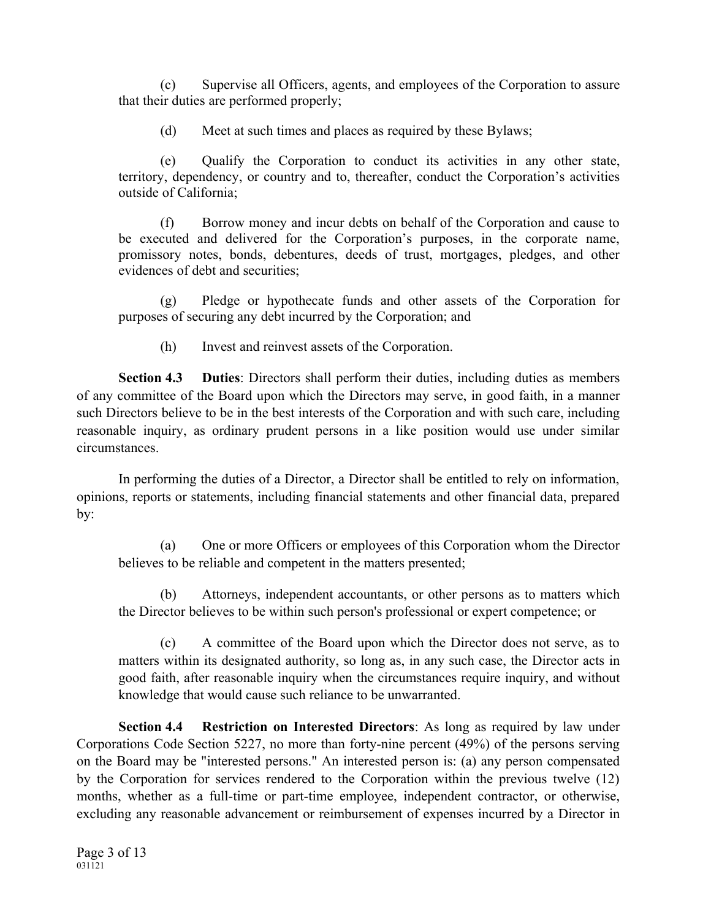(c) Supervise all Officers, agents, and employees of the Corporation to assure that their duties are performed properly;

(d) Meet at such times and places as required by these Bylaws;

(e) Qualify the Corporation to conduct its activities in any other state, territory, dependency, or country and to, thereafter, conduct the Corporation's activities outside of California;

(f) Borrow money and incur debts on behalf of the Corporation and cause to be executed and delivered for the Corporation's purposes, in the corporate name, promissory notes, bonds, debentures, deeds of trust, mortgages, pledges, and other evidences of debt and securities;

(g) Pledge or hypothecate funds and other assets of the Corporation for purposes of securing any debt incurred by the Corporation; and

(h) Invest and reinvest assets of the Corporation.

**Section 4.3 Duties**: Directors shall perform their duties, including duties as members of any committee of the Board upon which the Directors may serve, in good faith, in a manner such Directors believe to be in the best interests of the Corporation and with such care, including reasonable inquiry, as ordinary prudent persons in a like position would use under similar circumstances.

In performing the duties of a Director, a Director shall be entitled to rely on information, opinions, reports or statements, including financial statements and other financial data, prepared by:

(a) One or more Officers or employees of this Corporation whom the Director believes to be reliable and competent in the matters presented;

(b) Attorneys, independent accountants, or other persons as to matters which the Director believes to be within such person's professional or expert competence; or

(c) A committee of the Board upon which the Director does not serve, as to matters within its designated authority, so long as, in any such case, the Director acts in good faith, after reasonable inquiry when the circumstances require inquiry, and without knowledge that would cause such reliance to be unwarranted.

**Section 4.4 Restriction on Interested Directors**: As long as required by law under Corporations Code Section 5227, no more than forty-nine percent (49%) of the persons serving on the Board may be "interested persons." An interested person is: (a) any person compensated by the Corporation for services rendered to the Corporation within the previous twelve (12) months, whether as a full-time or part-time employee, independent contractor, or otherwise, excluding any reasonable advancement or reimbursement of expenses incurred by a Director in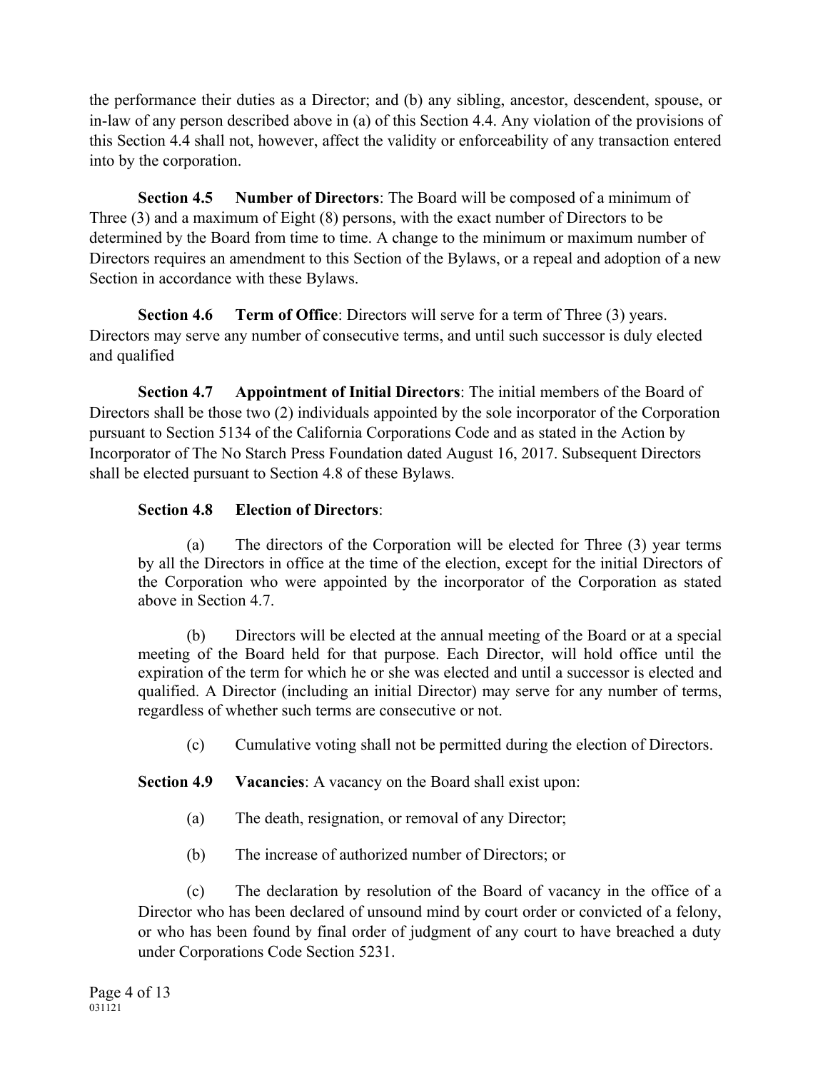the performance their duties as a Director; and (b) any sibling, ancestor, descendent, spouse, or in-law of any person described above in (a) of this Section 4.4. Any violation of the provisions of this Section 4.4 shall not, however, affect the validity or enforceability of any transaction entered into by the corporation.

**Section 4.5 Number of Directors**: The Board will be composed of a minimum of Three (3) and a maximum of Eight (8) persons, with the exact number of Directors to be determined by the Board from time to time. A change to the minimum or maximum number of Directors requires an amendment to this Section of the Bylaws, or a repeal and adoption of a new Section in accordance with these Bylaws.

**Section 4.6 Term of Office**: Directors will serve for a term of Three (3) years. Directors may serve any number of consecutive terms, and until such successor is duly elected and qualified

**Section 4.7 Appointment of Initial Directors**: The initial members of the Board of Directors shall be those two (2) individuals appointed by the sole incorporator of the Corporation pursuant to Section 5134 of the California Corporations Code and as stated in the Action by Incorporator of The No Starch Press Foundation dated August 16, 2017. Subsequent Directors shall be elected pursuant to Section 4.8 of these Bylaws.

**Section 4.8 Election of Directors**:

(a) The directors of the Corporation will be elected for Three (3) year terms by all the Directors in office at the time of the election, except for the initial Directors of the Corporation who were appointed by the incorporator of the Corporation as stated above in Section 4.7.

(b) Directors will be elected at the annual meeting of the Board or at a special meeting of the Board held for that purpose. Each Director, will hold office until the expiration of the term for which he or she was elected and until a successor is elected and qualified. A Director (including an initial Director) may serve for any number of terms, regardless of whether such terms are consecutive or not.

(c) Cumulative voting shall not be permitted during the election of Directors.

**Section 4.9 Vacancies**: A vacancy on the Board shall exist upon:

(a) The death, resignation, or removal of any Director;

(b) The increase of authorized number of Directors; or

(c) The declaration by resolution of the Board of vacancy in the office of a Director who has been declared of unsound mind by court order or convicted of a felony, or who has been found by final order of judgment of any court to have breached a duty under Corporations Code Section 5231.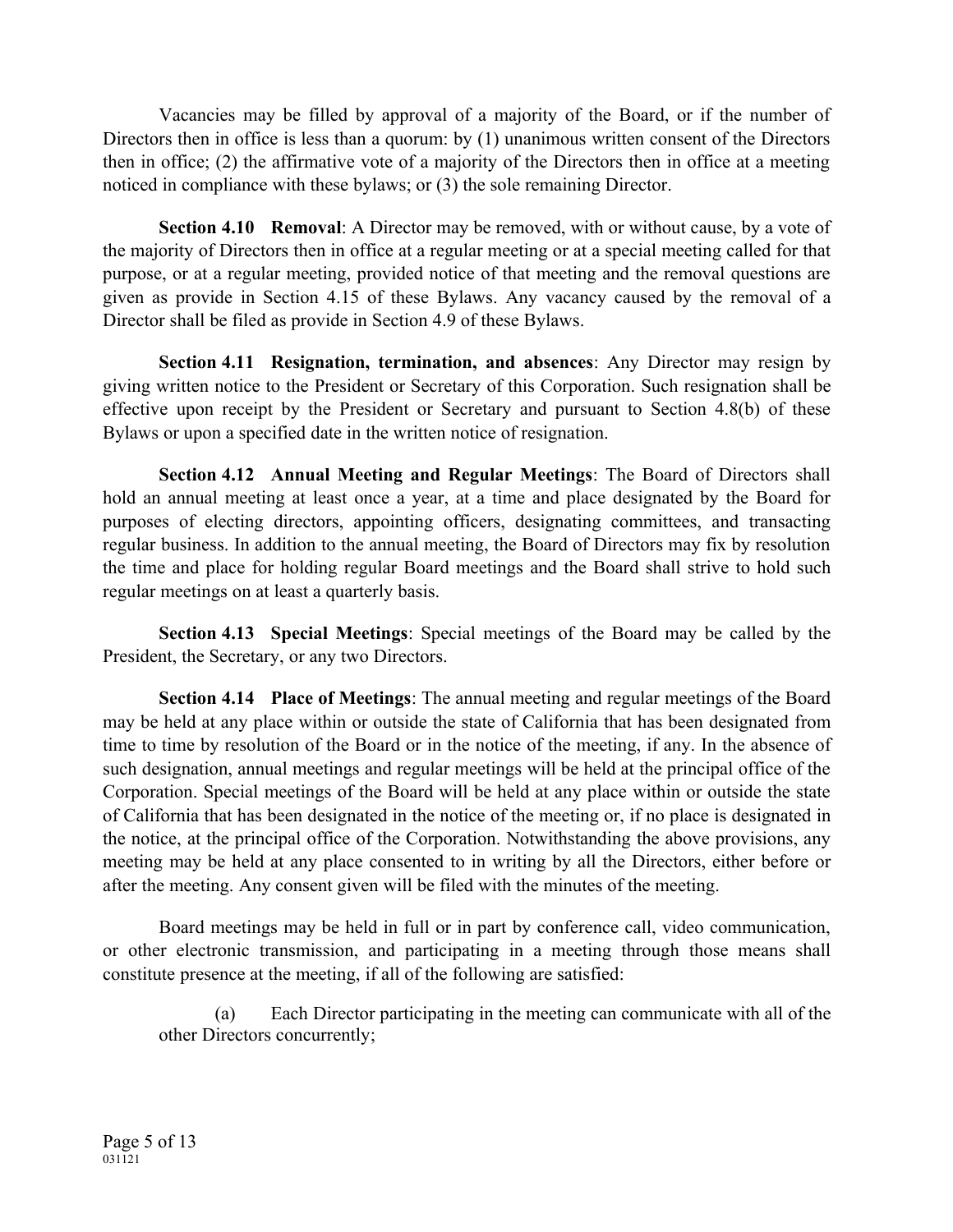Vacancies may be filled by approval of a majority of the Board, or if the number of Directors then in office is less than a quorum: by (1) unanimous written consent of the Directors then in office; (2) the affirmative vote of a majority of the Directors then in office at a meeting noticed in compliance with these bylaws; or (3) the sole remaining Director.

**Section 4.10 Removal**: A Director may be removed, with or without cause, by a vote of the majority of Directors then in office at a regular meeting or at a special meeting called for that purpose, or at a regular meeting, provided notice of that meeting and the removal questions are given as provide in Section 4.15 of these Bylaws. Any vacancy caused by the removal of a Director shall be filed as provide in Section 4.9 of these Bylaws.

**Section 4.11 Resignation, termination, and absences**: Any Director may resign by giving written notice to the President or Secretary of this Corporation. Such resignation shall be effective upon receipt by the President or Secretary and pursuant to Section 4.8(b) of these Bylaws or upon a specified date in the written notice of resignation.

**Section 4.12 Annual Meeting and Regular Meetings**: The Board of Directors shall hold an annual meeting at least once a year, at a time and place designated by the Board for purposes of electing directors, appointing officers, designating committees, and transacting regular business. In addition to the annual meeting, the Board of Directors may fix by resolution the time and place for holding regular Board meetings and the Board shall strive to hold such regular meetings on at least a quarterly basis.

**Section 4.13 Special Meetings**: Special meetings of the Board may be called by the President, the Secretary, or any two Directors.

**Section 4.14 Place of Meetings**: The annual meeting and regular meetings of the Board may be held at any place within or outside the state of California that has been designated from time to time by resolution of the Board or in the notice of the meeting, if any. In the absence of such designation, annual meetings and regular meetings will be held at the principal office of the Corporation. Special meetings of the Board will be held at any place within or outside the state of California that has been designated in the notice of the meeting or, if no place is designated in the notice, at the principal office of the Corporation. Notwithstanding the above provisions, any meeting may be held at any place consented to in writing by all the Directors, either before or after the meeting. Any consent given will be filed with the minutes of the meeting.

Board meetings may be held in full or in part by conference call, video communication, or other electronic transmission, and participating in a meeting through those means shall constitute presence at the meeting, if all of the following are satisfied:

(a) Each Director participating in the meeting can communicate with all of the other Directors concurrently;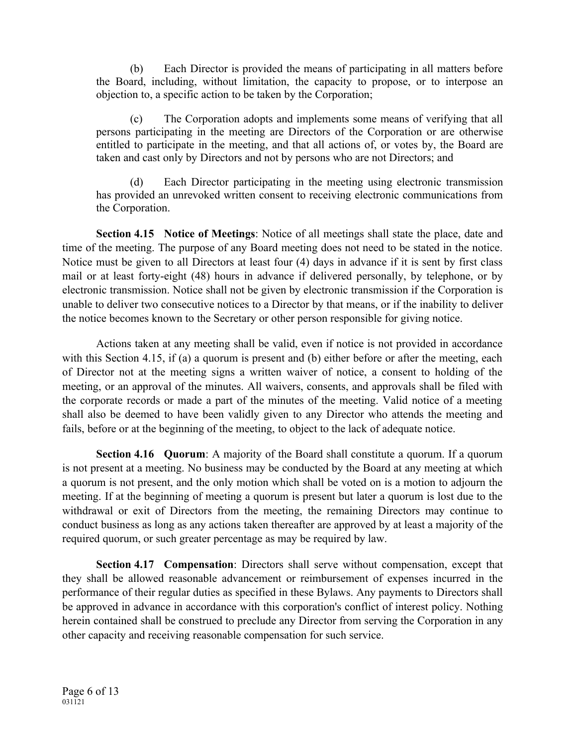(b) Each Director is provided the means of participating in all matters before the Board, including, without limitation, the capacity to propose, or to interpose an objection to, a specific action to be taken by the Corporation;

(c) The Corporation adopts and implements some means of verifying that all persons participating in the meeting are Directors of the Corporation or are otherwise entitled to participate in the meeting, and that all actions of, or votes by, the Board are taken and cast only by Directors and not by persons who are not Directors; and

(d) Each Director participating in the meeting using electronic transmission has provided an unrevoked written consent to receiving electronic communications from the Corporation.

**Section 4.15 Notice of Meetings**: Notice of all meetings shall state the place, date and time of the meeting. The purpose of any Board meeting does not need to be stated in the notice. Notice must be given to all Directors at least four (4) days in advance if it is sent by first class mail or at least forty-eight (48) hours in advance if delivered personally, by telephone, or by electronic transmission. Notice shall not be given by electronic transmission if the Corporation is unable to deliver two consecutive notices to a Director by that means, or if the inability to deliver the notice becomes known to the Secretary or other person responsible for giving notice.

Actions taken at any meeting shall be valid, even if notice is not provided in accordance with this Section 4.15, if (a) a quorum is present and (b) either before or after the meeting, each of Director not at the meeting signs a written waiver of notice, a consent to holding of the meeting, or an approval of the minutes. All waivers, consents, and approvals shall be filed with the corporate records or made a part of the minutes of the meeting. Valid notice of a meeting shall also be deemed to have been validly given to any Director who attends the meeting and fails, before or at the beginning of the meeting, to object to the lack of adequate notice.

**Section 4.16 Quorum**: A majority of the Board shall constitute a quorum. If a quorum is not present at a meeting. No business may be conducted by the Board at any meeting at which a quorum is not present, and the only motion which shall be voted on is a motion to adjourn the meeting. If at the beginning of meeting a quorum is present but later a quorum is lost due to the withdrawal or exit of Directors from the meeting, the remaining Directors may continue to conduct business as long as any actions taken thereafter are approved by at least a majority of the required quorum, or such greater percentage as may be required by law.

**Section 4.17 Compensation**: Directors shall serve without compensation, except that they shall be allowed reasonable advancement or reimbursement of expenses incurred in the performance of their regular duties as specified in these Bylaws. Any payments to Directors shall be approved in advance in accordance with this corporation's conflict of interest policy. Nothing herein contained shall be construed to preclude any Director from serving the Corporation in any other capacity and receiving reasonable compensation for such service.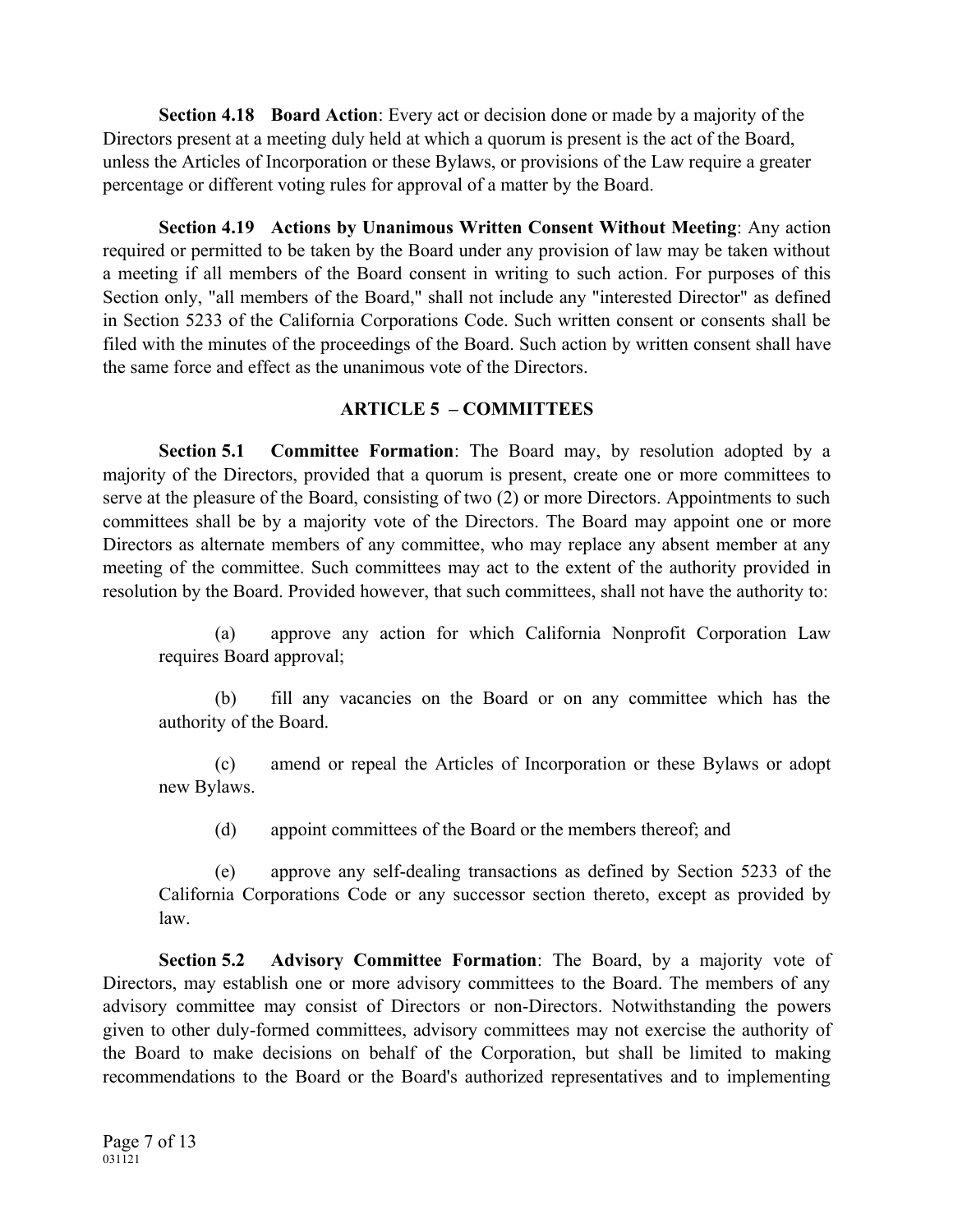**Section 4.18 Board Action**: Every act or decision done or made by a majority of the Directors present at a meeting duly held at which a quorum is present is the act of the Board, unless the Articles of Incorporation or these Bylaws, or provisions of the Law require a greater percentage or different voting rules for approval of a matter by the Board.

**Section 4.19 Actions by Unanimous Written Consent Without Meeting**: Any action required or permitted to be taken by the Board under any provision of law may be taken without a meeting if all members of the Board consent in writing to such action. For purposes of this Section only, "all members of the Board," shall not include any "interested Director" as defined in Section 5233 of the California Corporations Code. Such written consent or consents shall be filed with the minutes of the proceedings of the Board. Such action by written consent shall have the same force and effect as the unanimous vote of the Directors.

## ARTICLE 5 – COMMITTEES

**Section 5.1 Committee Formation**: The Board may, by resolution adopted by a majority of the Directors, provided that a quorum is present, create one or more committees to serve at the pleasure of the Board, consisting of two (2) or more Directors. Appointments to such committees shall be by a majority vote of the Directors. The Board may appoint one or more Directors as alternate members of any committee, who may replace any absent member at any meeting of the committee. Such committees may act to the extent of the authority provided in resolution by the Board. Provided however, that such committees, shall not have the authority to:

(a) approve any action for which California Nonprofit Corporation Law requires Board approval;

(b) fill any vacancies on the Board or on any committee which has the authority of the Board.

(c) amend or repeal the Articles of Incorporation or these Bylaws or adopt new Bylaws.

(d) appoint committees of the Board or the members thereof; and

(e) approve any self-dealing transactions as defined by Section 5233 of the California Corporations Code or any successor section thereto, except as provided by law.

**Section 5.2 Advisory Committee Formation**: The Board, by a majority vote of Directors, may establish one or more advisory committees to the Board. The members of any advisory committee may consist of Directors or non-Directors. Notwithstanding the powers given to other duly-formed committees, advisory committees may not exercise the authority of the Board to make decisions on behalf of the Corporation, but shall be limited to making recommendations to the Board or the Board's authorized representatives and to implementing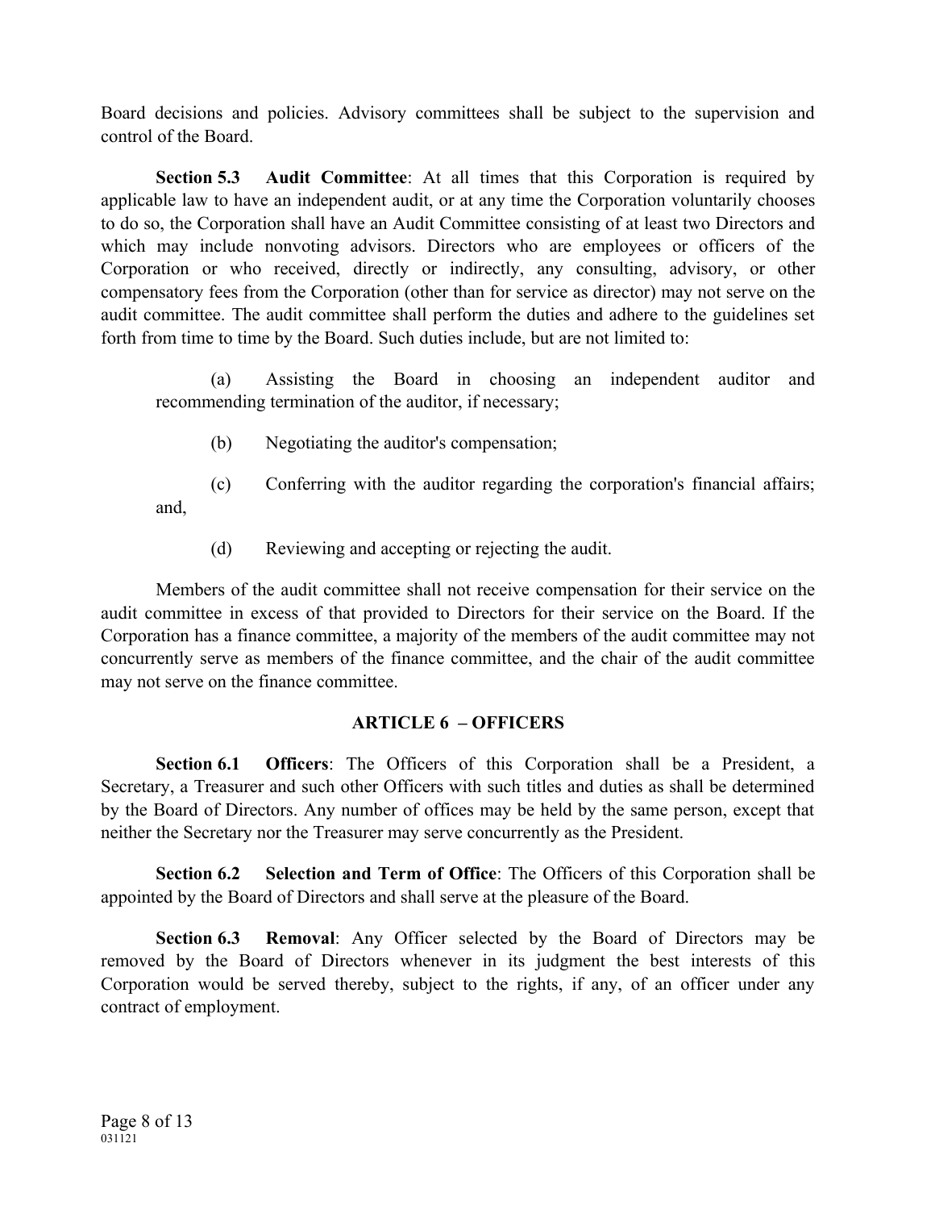Board decisions and policies. Advisory committees shall be subject to the supervision and control of the Board.

**Section 5.3 Audit Committee**: At all times that this Corporation is required by applicable law to have an independent audit, or at any time the Corporation voluntarily chooses to do so, the Corporation shall have an Audit Committee consisting of at least two Directors and which may include nonvoting advisors. Directors who are employees or officers of the Corporation or who received, directly or indirectly, any consulting, advisory, or other compensatory fees from the Corporation (other than for service as director) may not serve on the audit committee. The audit committee shall perform the duties and adhere to the guidelines set forth from time to time by the Board. Such duties include, but are not limited to:

(a) Assisting the Board in choosing an independent auditor and recommending termination of the auditor, if necessary;

(b) Negotiating the auditor's compensation;

(c) Conferring with the auditor regarding the corporation's financial affairs; and,

(d) Reviewing and accepting or rejecting the audit.

Members of the audit committee shall not receive compensation for their service on the audit committee in excess of that provided to Directors for their service on the Board. If the Corporation has a finance committee, a majority of the members of the audit committee may not concurrently serve as members of the finance committee, and the chair of the audit committee may not serve on the finance committee.

## ARTICLE 6 – OFFICERS

**Section 6.1 Officers**: The Officers of this Corporation shall be a President, a Secretary, a Treasurer and such other Officers with such titles and duties as shall be determined by the Board of Directors. Any number of offices may be held by the same person, except that neither the Secretary nor the Treasurer may serve concurrently as the President.

**Section 6.2 Selection and Term of Office**: The Officers of this Corporation shall be appointed by the Board of Directors and shall serve at the pleasure of the Board.

**Section 6.3 Removal**: Any Officer selected by the Board of Directors may be removed by the Board of Directors whenever in its judgment the best interests of this Corporation would be served thereby, subject to the rights, if any, of an officer under any contract of employment.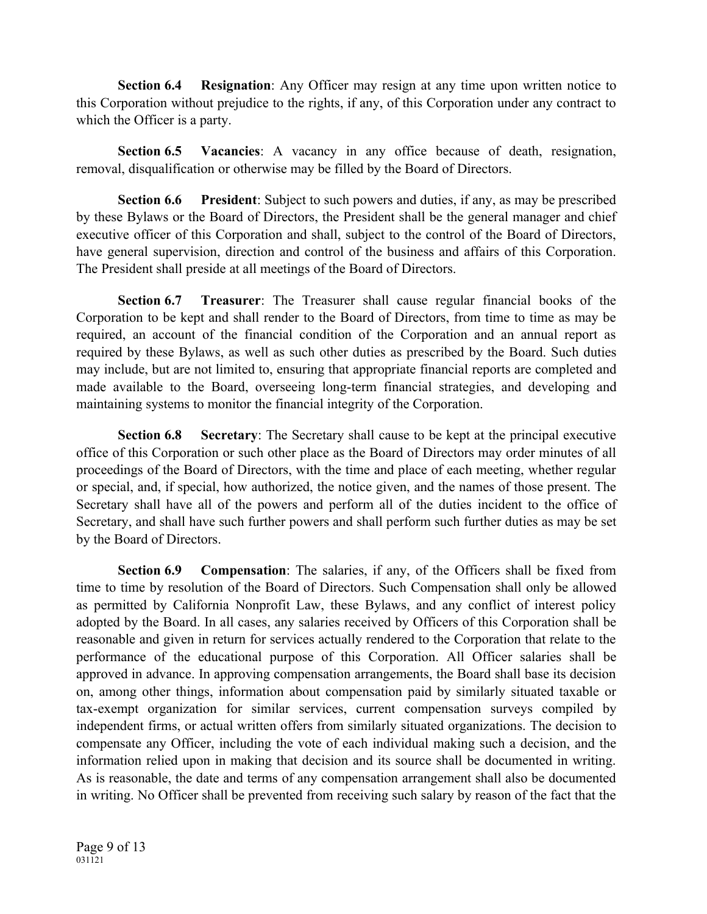**Section 6.4 Resignation**: Any Officer may resign at any time upon written notice to this Corporation without prejudice to the rights, if any, of this Corporation under any contract to which the Officer is a party.

**Section 6.5 Vacancies**: A vacancy in any office because of death, resignation, removal, disqualification or otherwise may be filled by the Board of Directors.

**Section 6.6 President**: Subject to such powers and duties, if any, as may be prescribed by these Bylaws or the Board of Directors, the President shall be the general manager and chief executive officer of this Corporation and shall, subject to the control of the Board of Directors, have general supervision, direction and control of the business and affairs of this Corporation. The President shall preside at all meetings of the Board of Directors.

**Section 6.7 Treasurer**: The Treasurer shall cause regular financial books of the Corporation to be kept and shall render to the Board of Directors, from time to time as may be required, an account of the financial condition of the Corporation and an annual report as required by these Bylaws, as well as such other duties as prescribed by the Board. Such duties may include, but are not limited to, ensuring that appropriate financial reports are completed and made available to the Board, overseeing long-term financial strategies, and developing and maintaining systems to monitor the financial integrity of the Corporation.

**Section 6.8 Secretary**: The Secretary shall cause to be kept at the principal executive office of this Corporation or such other place as the Board of Directors may order minutes of all proceedings of the Board of Directors, with the time and place of each meeting, whether regular or special, and, if special, how authorized, the notice given, and the names of those present. The Secretary shall have all of the powers and perform all of the duties incident to the office of Secretary, and shall have such further powers and shall perform such further duties as may be set by the Board of Directors.

**Section 6.9 Compensation**: The salaries, if any, of the Officers shall be fixed from time to time by resolution of the Board of Directors. Such Compensation shall only be allowed as permitted by California Nonprofit Law, these Bylaws, and any conflict of interest policy adopted by the Board. In all cases, any salaries received by Officers of this Corporation shall be reasonable and given in return for services actually rendered to the Corporation that relate to the performance of the educational purpose of this Corporation. All Officer salaries shall be approved in advance. In approving compensation arrangements, the Board shall base its decision on, among other things, information about compensation paid by similarly situated taxable or tax-exempt organization for similar services, current compensation surveys compiled by independent firms, or actual written offers from similarly situated organizations. The decision to compensate any Officer, including the vote of each individual making such a decision, and the information relied upon in making that decision and its source shall be documented in writing. As is reasonable, the date and terms of any compensation arrangement shall also be documented in writing. No Officer shall be prevented from receiving such salary by reason of the fact that the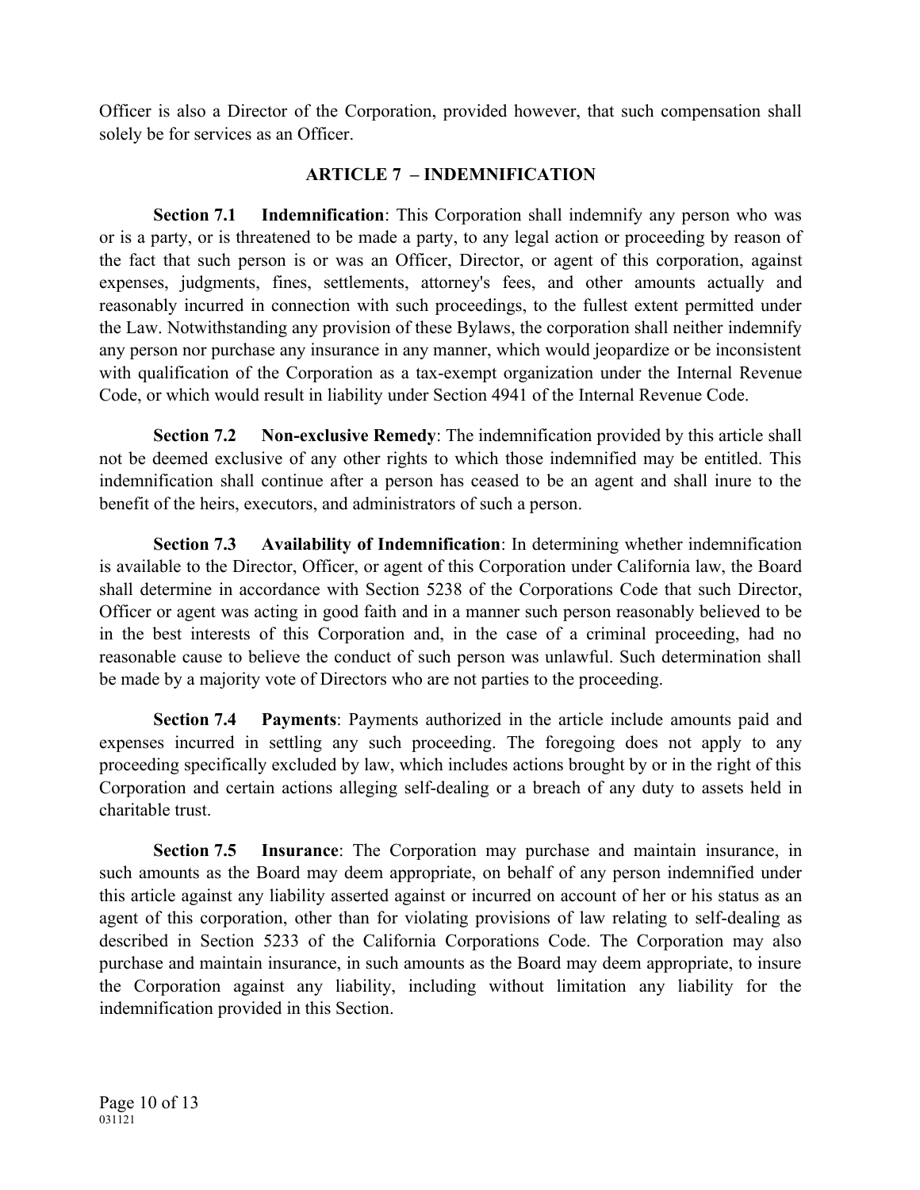Officer is also a Director of the Corporation, provided however, that such compensation shall solely be for services as an Officer.

## ARTICLE 7 – INDEMNIFICATION

**Section 7.1 Indemnification**: This Corporation shall indemnify any person who was or is a party, or is threatened to be made a party, to any legal action or proceeding by reason of the fact that such person is or was an Officer, Director, or agent of this corporation, against expenses, judgments, fines, settlements, attorney's fees, and other amounts actually and reasonably incurred in connection with such proceedings, to the fullest extent permitted under the Law. Notwithstanding any provision of these Bylaws, the corporation shall neither indemnify any person nor purchase any insurance in any manner, which would jeopardize or be inconsistent with qualification of the Corporation as a tax-exempt organization under the Internal Revenue Code, or which would result in liability under Section 4941 of the Internal Revenue Code.

**Section 7.2 Non-exclusive Remedy**: The indemnification provided by this article shall not be deemed exclusive of any other rights to which those indemnified may be entitled. This indemnification shall continue after a person has ceased to be an agent and shall inure to the benefit of the heirs, executors, and administrators of such a person.

**Section 7.3 Availability of Indemnification**: In determining whether indemnification is available to the Director, Officer, or agent of this Corporation under California law, the Board shall determine in accordance with Section 5238 of the Corporations Code that such Director, Officer or agent was acting in good faith and in a manner such person reasonably believed to be in the best interests of this Corporation and, in the case of a criminal proceeding, had no reasonable cause to believe the conduct of such person was unlawful. Such determination shall be made by a majority vote of Directors who are not parties to the proceeding.

**Section 7.4 Payments**: Payments authorized in the article include amounts paid and expenses incurred in settling any such proceeding. The foregoing does not apply to any proceeding specifically excluded by law, which includes actions brought by or in the right of this Corporation and certain actions alleging self-dealing or a breach of any duty to assets held in charitable trust.

**Section 7.5 Insurance**: The Corporation may purchase and maintain insurance, in such amounts as the Board may deem appropriate, on behalf of any person indemnified under this article against any liability asserted against or incurred on account of her or his status as an agent of this corporation, other than for violating provisions of law relating to self-dealing as described in Section 5233 of the California Corporations Code. The Corporation may also purchase and maintain insurance, in such amounts as the Board may deem appropriate, to insure the Corporation against any liability, including without limitation any liability for the indemnification provided in this Section.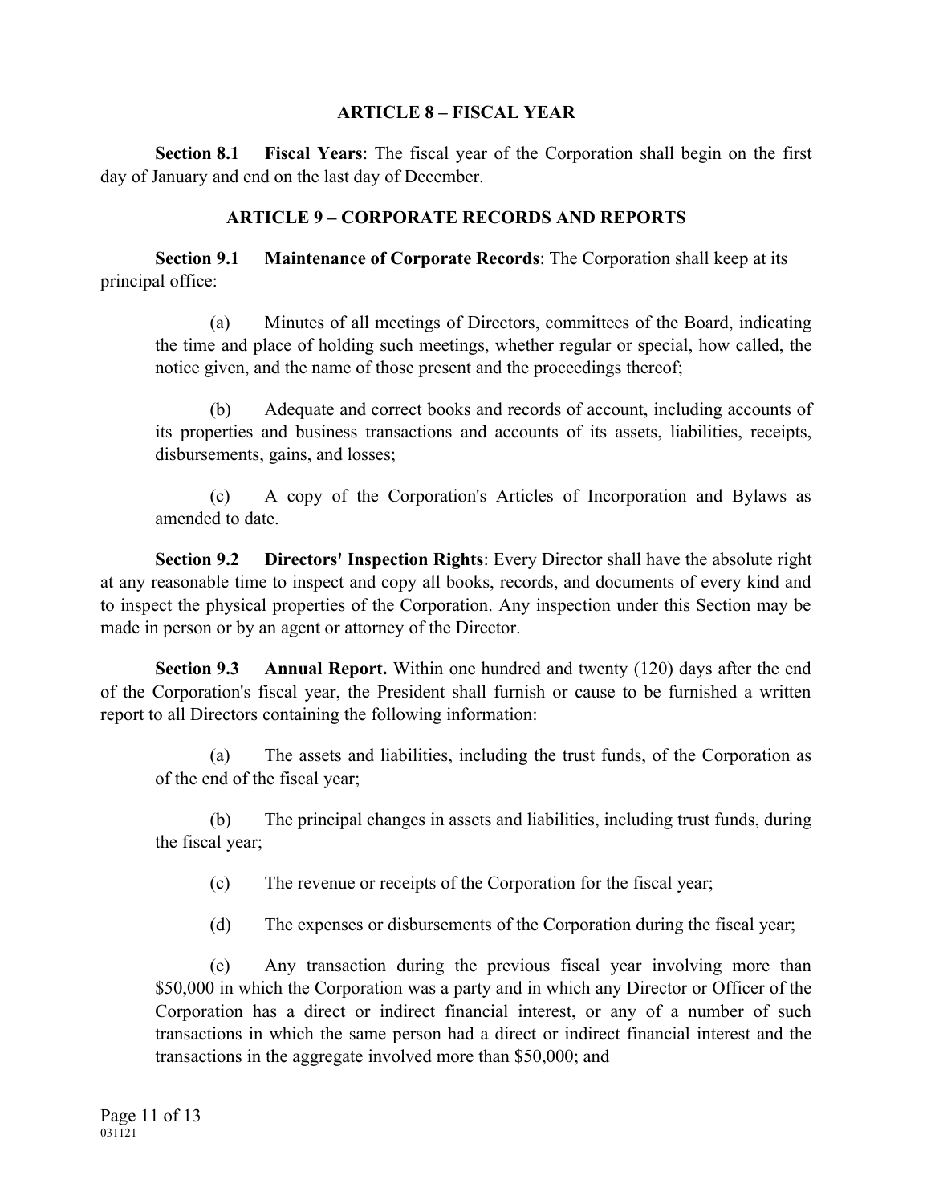## ARTICLE 8 – FISCAL YEAR

**Section 8.1 Fiscal Years**: The fiscal year of the Corporation shall begin on the first day of January and end on the last day of December.

## ARTICLE 9 – CORPORATE RECORDS AND REPORTS

**Section 9.1 Maintenance of Corporate Records**: The Corporation shall keep at its principal office:

(a) Minutes of all meetings of Directors, committees of the Board, indicating the time and place of holding such meetings, whether regular or special, how called, the notice given, and the name of those present and the proceedings thereof;

(b) Adequate and correct books and records of account, including accounts of its properties and business transactions and accounts of its assets, liabilities, receipts, disbursements, gains, and losses;

(c) A copy of the Corporation's Articles of Incorporation and Bylaws as amended to date.

**Section 9.2 Directors' Inspection Rights**: Every Director shall have the absolute right at any reasonable time to inspect and copy all books, records, and documents of every kind and to inspect the physical properties of the Corporation. Any inspection under this Section may be made in person or by an agent or attorney of the Director.

**Section 9.3 Annual Report.** Within one hundred and twenty (120) days after the end of the Corporation's fiscal year, the President shall furnish or cause to be furnished a written report to all Directors containing the following information:

(a) The assets and liabilities, including the trust funds, of the Corporation as of the end of the fiscal year;

(b) The principal changes in assets and liabilities, including trust funds, during the fiscal year;

(c) The revenue or receipts of the Corporation for the fiscal year;

(d) The expenses or disbursements of the Corporation during the fiscal year;

(e) Any transaction during the previous fiscal year involving more than $50,000 in which the Corporation was a party and in which any Director or Officer of the Corporation has a direct or indirect financial interest, or any of a number of such transactions in which the same person had a direct or indirect financial interest and the transactions in the aggregate involved more than $50,000; and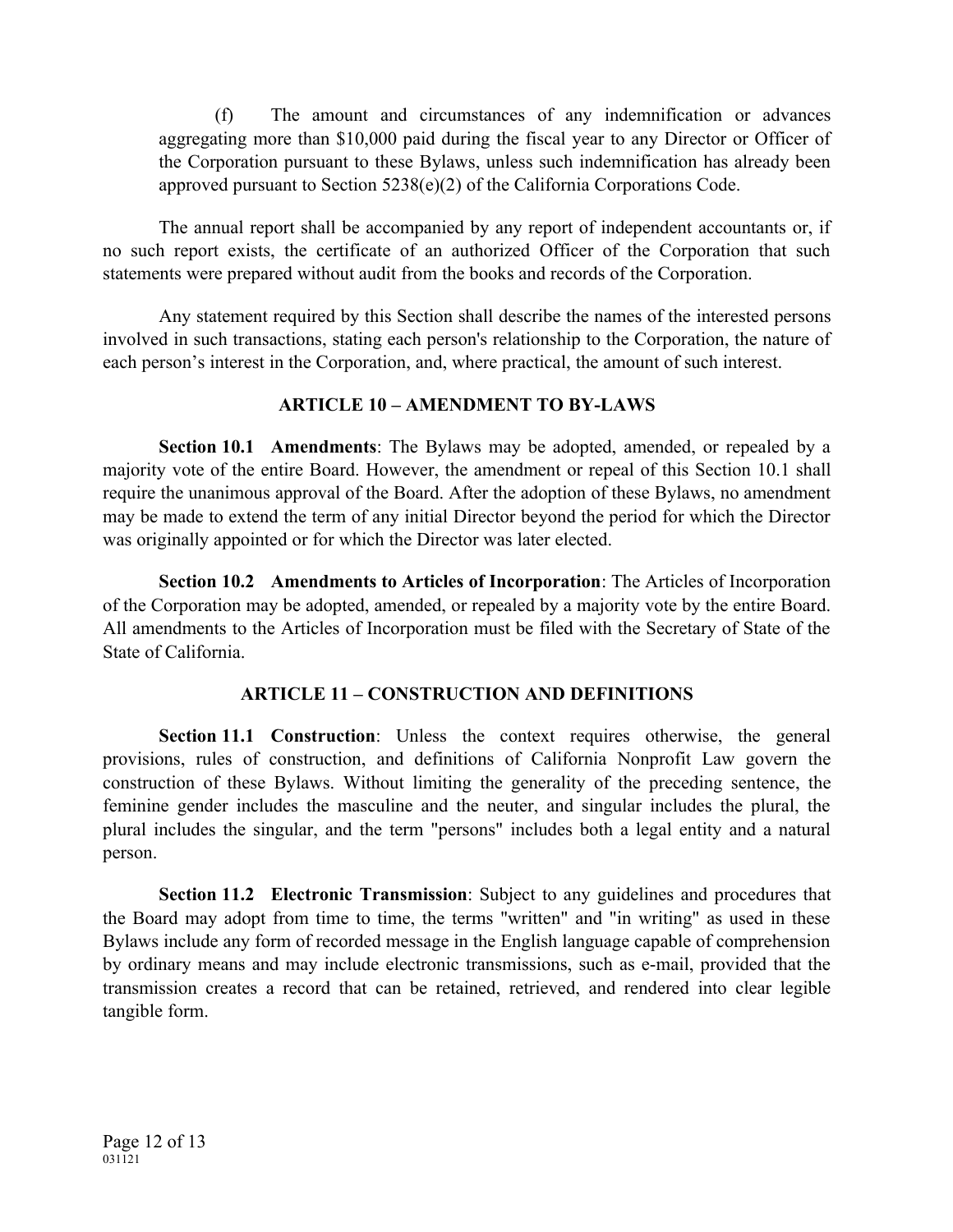(f) The amount and circumstances of any indemnification or advances aggregating more than $10,000 paid during the fiscal year to any Director or Officer of the Corporation pursuant to these Bylaws, unless such indemnification has already been approved pursuant to Section 5238(e)(2) of the California Corporations Code.

The annual report shall be accompanied by any report of independent accountants or, if no such report exists, the certificate of an authorized Officer of the Corporation that such statements were prepared without audit from the books and records of the Corporation.

Any statement required by this Section shall describe the names of the interested persons involved in such transactions, stating each person's relationship to the Corporation, the nature of each person's interest in the Corporation, and, where practical, the amount of such interest.

## ARTICLE 10 – AMENDMENT TO BY-LAWS

**Section 10.1 Amendments**: The Bylaws may be adopted, amended, or repealed by a majority vote of the entire Board. However, the amendment or repeal of this Section 10.1 shall require the unanimous approval of the Board. After the adoption of these Bylaws, no amendment may be made to extend the term of any initial Director beyond the period for which the Director was originally appointed or for which the Director was later elected.

**Section 10.2 Amendments to Articles of Incorporation**: The Articles of Incorporation of the Corporation may be adopted, amended, or repealed by a majority vote by the entire Board. All amendments to the Articles of Incorporation must be filed with the Secretary of State of the State of California.

## ARTICLE 11 – CONSTRUCTION AND DEFINITIONS

**Section 11.1 Construction**: Unless the context requires otherwise, the general provisions, rules of construction, and definitions of California Nonprofit Law govern the construction of these Bylaws. Without limiting the generality of the preceding sentence, the feminine gender includes the masculine and the neuter, and singular includes the plural, the plural includes the singular, and the term "persons" includes both a legal entity and a natural person.

**Section 11.2 Electronic Transmission**: Subject to any guidelines and procedures that the Board may adopt from time to time, the terms "written" and "in writing" as used in these Bylaws include any form of recorded message in the English language capable of comprehension by ordinary means and may include electronic transmissions, such as e-mail, provided that the transmission creates a record that can be retained, retrieved, and rendered into clear legible tangible form.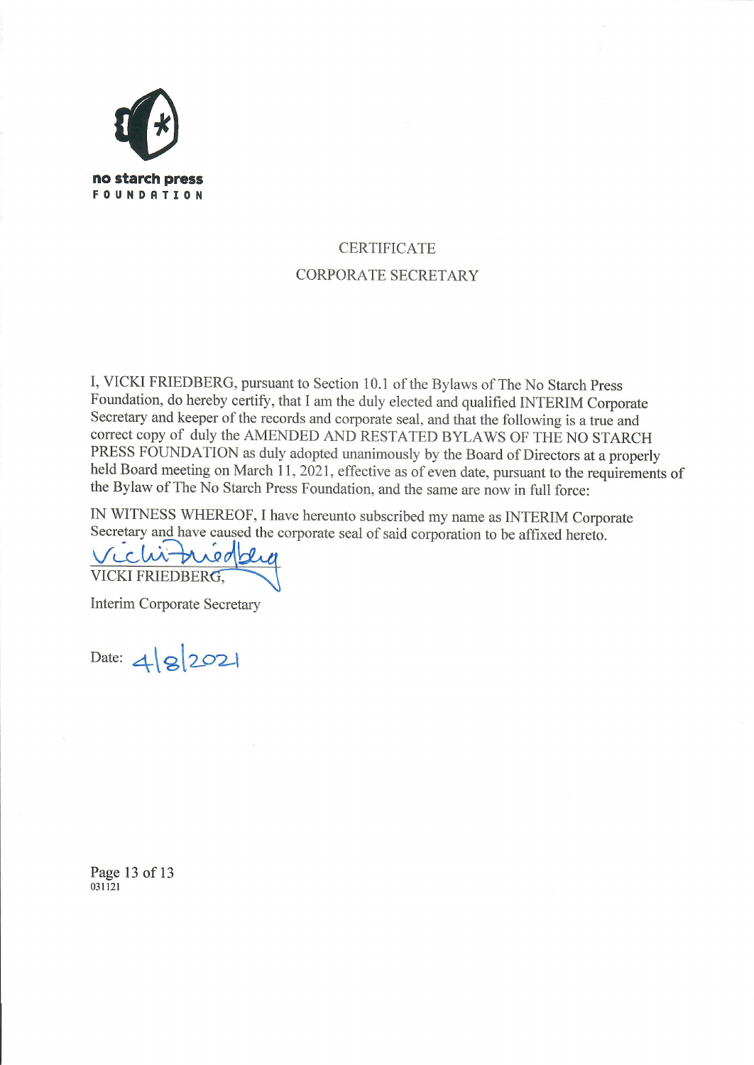no starch press
FOUNDATION

## CERTIFICATE

## CORPORATE SECRETARY

I, VICKI FRIEDBERG, pursuant to Section 10.1 of the Bylaws of The No Starch Press Foundation, do hereby certify, that I am the duly elected and qualified INTERIM Corporate Secretary and keeper of the records and corporate seal, and that the following is a true and correct copy of duly the AMENDED AND RESTATED BYLAWS OF THE NO STARCH PRESS FOUNDATION as duly adopted unanimously by the Board of Directors at a properly held Board meeting on March 11, 2021, effective as of even date, pursuant to the requirements of the Bylaw of The No Starch Press Foundation, and the same are now in full force:

IN WITNESS WHEREOF, I have hereunto subscribed my name as INTERIM Corporate Secretary and have caused the corporate seal of said corporation to be affixed hereto.

Vicki Friedberg

VICKI FRIEDBERG,

Interim Corporate Secretary

Date: 4/8/2021

031121